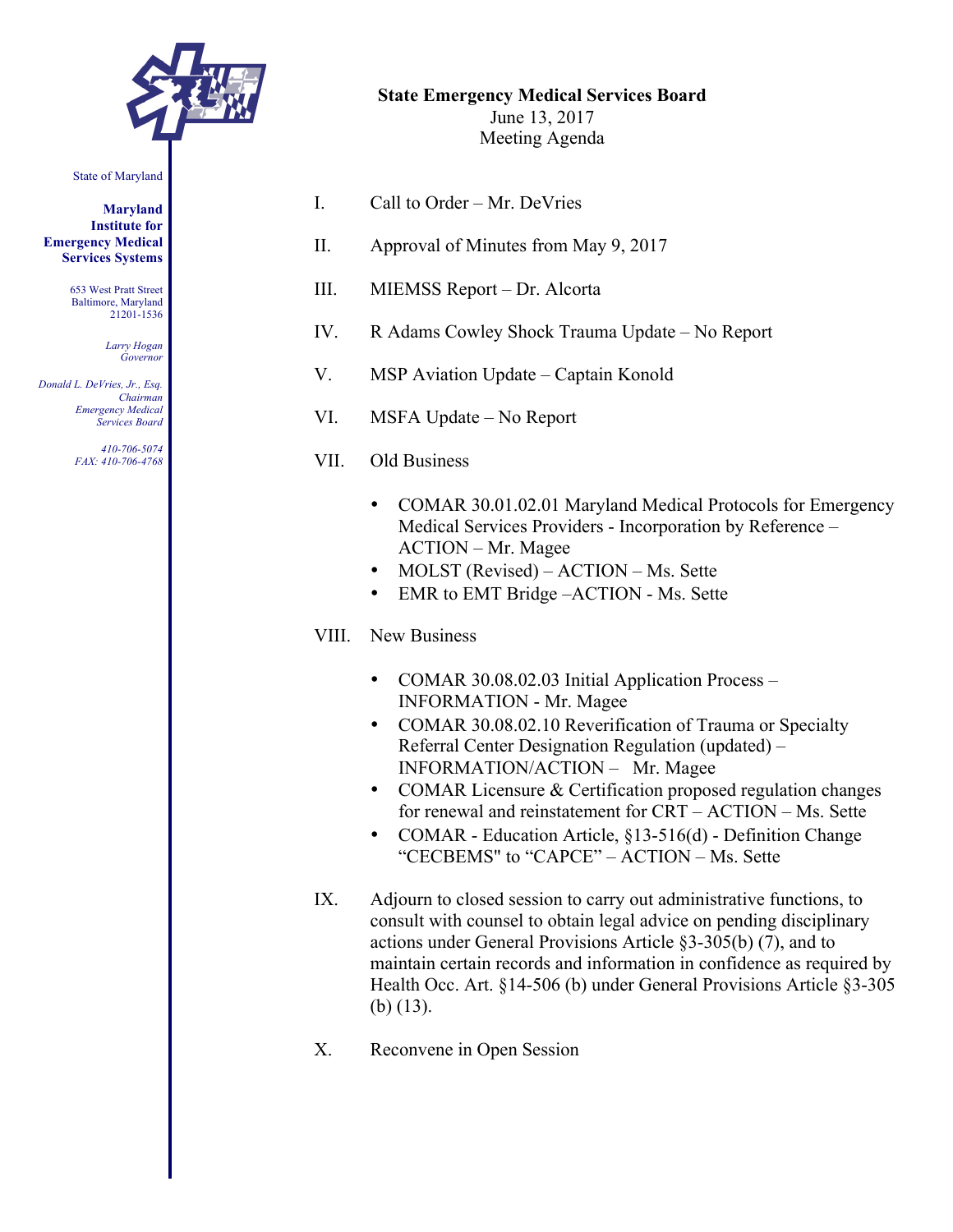State of Maryland

**Maryland Institute for Emergency Medical Services Systems**

653 West Pratt Street
Baltimore, Maryland
21201-1536

*Larry Hogan*
*Governor*

*Donald L. DeVries, Jr., Esq.*
*Chairman*
*Emergency Medical Services Board*

*410-706-5074*
*FAX: 410-706-4768*

**State Emergency Medical Services Board**
June 13, 2017
Meeting Agenda

I. Call to Order – Mr. DeVries

II. Approval of Minutes from May 9, 2017

III. MIEMSS Report – Dr. Alcorta

IV. R Adams Cowley Shock Trauma Update – No Report

V. MSP Aviation Update – Captain Konold

VI. MSFA Update – No Report

VII. Old Business

- COMAR 30.01.02.01 Maryland Medical Protocols for Emergency Medical Services Providers - Incorporation by Reference – ACTION – Mr. Magee
- MOLST (Revised) – ACTION – Ms. Sette
- EMR to EMT Bridge –ACTION - Ms. Sette

VIII. New Business

- COMAR 30.08.02.03 Initial Application Process – INFORMATION - Mr. Magee
- COMAR 30.08.02.10 Reverification of Trauma or Specialty Referral Center Designation Regulation (updated) – INFORMATION/ACTION – Mr. Magee
- COMAR Licensure & Certification proposed regulation changes for renewal and reinstatement for CRT – ACTION – Ms. Sette
- COMAR - Education Article, §13-516(d) - Definition Change "CECBEMS" to "CAPCE" – ACTION – Ms. Sette

IX. Adjourn to closed session to carry out administrative functions, to consult with counsel to obtain legal advice on pending disciplinary actions under General Provisions Article §3-305(b) (7), and to maintain certain records and information in confidence as required by Health Occ. Art. §14-506 (b) under General Provisions Article §3-305 (b) (13).

X. Reconvene in Open Session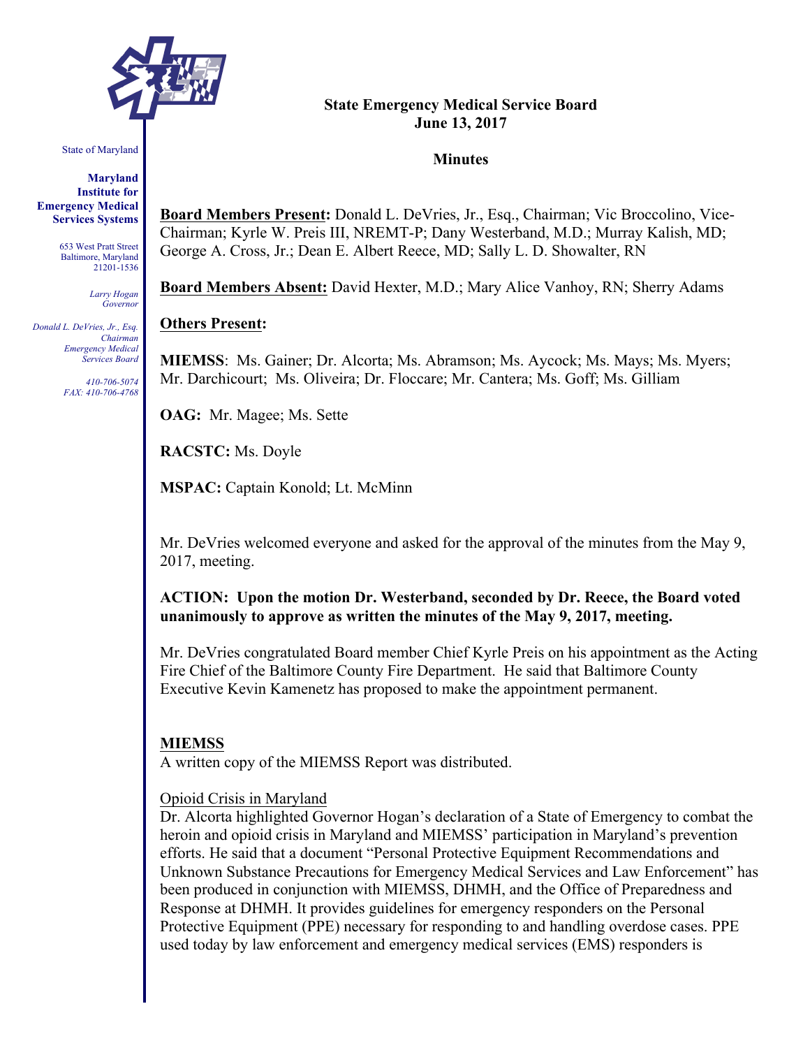# State Emergency Medical Service Board
# June 13, 2017

## Minutes

**Board Members Present:** Donald L. DeVries, Jr., Esq., Chairman; Vic Broccolino, Vice-Chairman; Kyrle W. Preis III, NREMT-P; Dany Westerband, M.D.; Murray Kalish, MD; George A. Cross, Jr.; Dean E. Albert Reece, MD; Sally L. D. Showalter, RN

**Board Members Absent:** David Hexter, M.D.; Mary Alice Vanhoy, RN; Sherry Adams

**Others Present:**

**MIEMSS**: Ms. Gainer; Dr. Alcorta; Ms. Abramson; Ms. Aycock; Ms. Mays; Ms. Myers; Mr. Darchicourt; Ms. Oliveira; Dr. Floccare; Mr. Cantera; Ms. Goff; Ms. Gilliam

**OAG:** Mr. Magee; Ms. Sette

**RACSTC:** Ms. Doyle

**MSPAC:** Captain Konold; Lt. McMinn

Mr. DeVries welcomed everyone and asked for the approval of the minutes from the May 9, 2017, meeting.

**ACTION: Upon the motion Dr. Westerband, seconded by Dr. Reece, the Board voted unanimously to approve as written the minutes of the May 9, 2017, meeting.**

Mr. DeVries congratulated Board member Chief Kyrle Preis on his appointment as the Acting Fire Chief of the Baltimore County Fire Department. He said that Baltimore County Executive Kevin Kamenetz has proposed to make the appointment permanent.

**MIEMSS**

A written copy of the MIEMSS Report was distributed.

Opioid Crisis in Maryland

Dr. Alcorta highlighted Governor Hogan's declaration of a State of Emergency to combat the heroin and opioid crisis in Maryland and MIEMSS' participation in Maryland's prevention efforts. He said that a document "Personal Protective Equipment Recommendations and Unknown Substance Precautions for Emergency Medical Services and Law Enforcement" has been produced in conjunction with MIEMSS, DHMH, and the Office of Preparedness and Response at DHMH. It provides guidelines for emergency responders on the Personal Protective Equipment (PPE) necessary for responding to and handling overdose cases. PPE used today by law enforcement and emergency medical services (EMS) responders is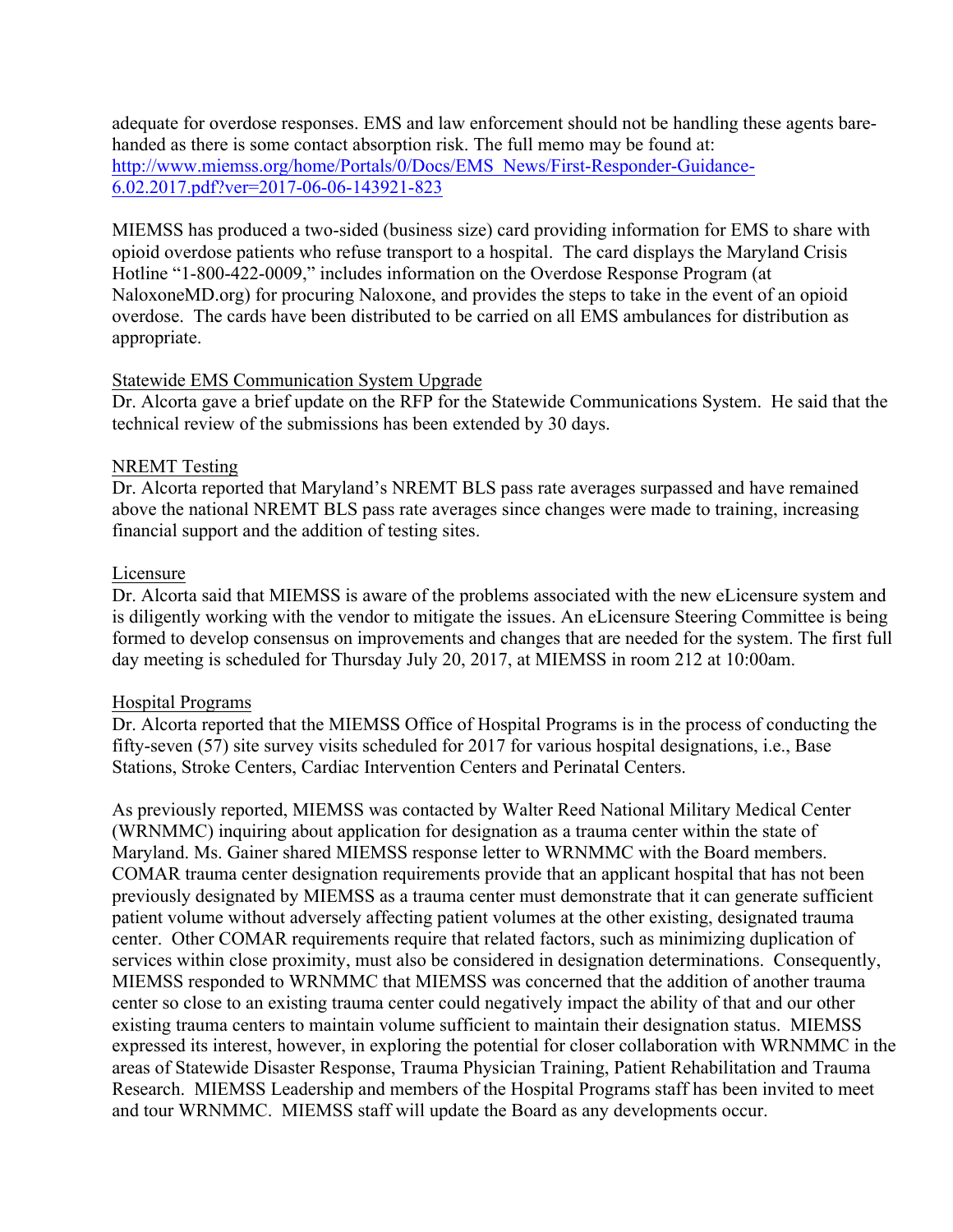adequate for overdose responses. EMS and law enforcement should not be handling these agents bare-handed as there is some contact absorption risk. The full memo may be found at: http://www.miemss.org/home/Portals/0/Docs/EMS_News/First-Responder-Guidance-6.02.2017.pdf?ver=2017-06-06-143921-823

MIEMSS has produced a two-sided (business size) card providing information for EMS to share with opioid overdose patients who refuse transport to a hospital. The card displays the Maryland Crisis Hotline "1-800-422-0009," includes information on the Overdose Response Program (at NaloxoneMD.org) for procuring Naloxone, and provides the steps to take in the event of an opioid overdose. The cards have been distributed to be carried on all EMS ambulances for distribution as appropriate.

Statewide EMS Communication System Upgrade

Dr. Alcorta gave a brief update on the RFP for the Statewide Communications System. He said that the technical review of the submissions has been extended by 30 days.

NREMT Testing

Dr. Alcorta reported that Maryland's NREMT BLS pass rate averages surpassed and have remained above the national NREMT BLS pass rate averages since changes were made to training, increasing financial support and the addition of testing sites.

Licensure

Dr. Alcorta said that MIEMSS is aware of the problems associated with the new eLicensure system and is diligently working with the vendor to mitigate the issues. An eLicensure Steering Committee is being formed to develop consensus on improvements and changes that are needed for the system. The first full day meeting is scheduled for Thursday July 20, 2017, at MIEMSS in room 212 at 10:00am.

Hospital Programs

Dr. Alcorta reported that the MIEMSS Office of Hospital Programs is in the process of conducting the fifty-seven (57) site survey visits scheduled for 2017 for various hospital designations, i.e., Base Stations, Stroke Centers, Cardiac Intervention Centers and Perinatal Centers.

As previously reported, MIEMSS was contacted by Walter Reed National Military Medical Center (WRNMMC) inquiring about application for designation as a trauma center within the state of Maryland. Ms. Gainer shared MIEMSS response letter to WRNMMC with the Board members. COMAR trauma center designation requirements provide that an applicant hospital that has not been previously designated by MIEMSS as a trauma center must demonstrate that it can generate sufficient patient volume without adversely affecting patient volumes at the other existing, designated trauma center. Other COMAR requirements require that related factors, such as minimizing duplication of services within close proximity, must also be considered in designation determinations. Consequently, MIEMSS responded to WRNMMC that MIEMSS was concerned that the addition of another trauma center so close to an existing trauma center could negatively impact the ability of that and our other existing trauma centers to maintain volume sufficient to maintain their designation status. MIEMSS expressed its interest, however, in exploring the potential for closer collaboration with WRNMMC in the areas of Statewide Disaster Response, Trauma Physician Training, Patient Rehabilitation and Trauma Research. MIEMSS Leadership and members of the Hospital Programs staff has been invited to meet and tour WRNMMC. MIEMSS staff will update the Board as any developments occur.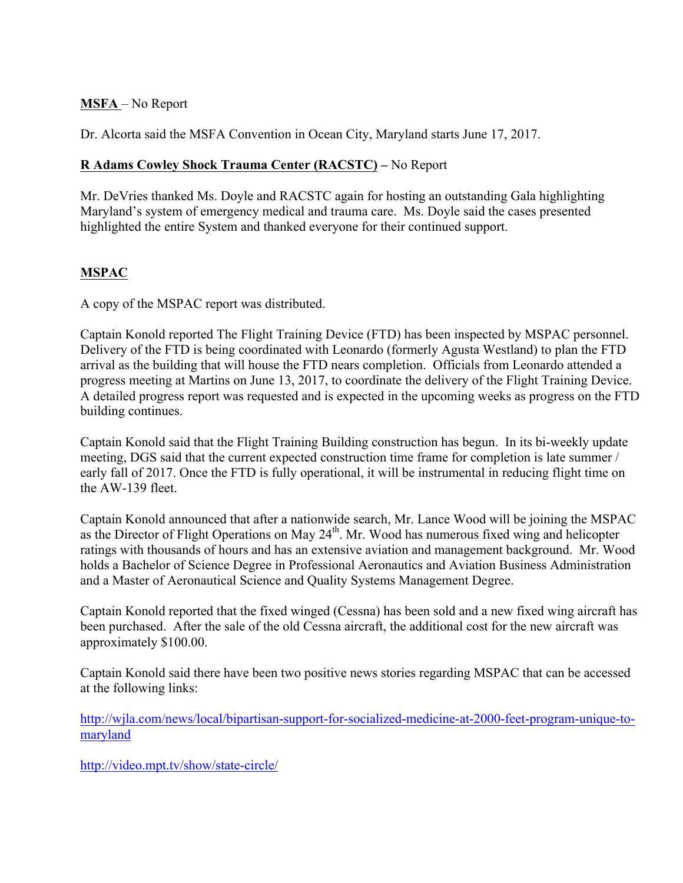**MSFA** – No Report

Dr. Alcorta said the MSFA Convention in Ocean City, Maryland starts June 17, 2017.

**R Adams Cowley Shock Trauma Center (RACSTC)** – No Report

Mr. DeVries thanked Ms. Doyle and RACSTC again for hosting an outstanding Gala highlighting Maryland's system of emergency medical and trauma care. Ms. Doyle said the cases presented highlighted the entire System and thanked everyone for their continued support.

**MSPAC**

A copy of the MSPAC report was distributed.

Captain Konold reported The Flight Training Device (FTD) has been inspected by MSPAC personnel. Delivery of the FTD is being coordinated with Leonardo (formerly Agusta Westland) to plan the FTD arrival as the building that will house the FTD nears completion. Officials from Leonardo attended a progress meeting at Martins on June 13, 2017, to coordinate the delivery of the Flight Training Device. A detailed progress report was requested and is expected in the upcoming weeks as progress on the FTD building continues.

Captain Konold said that the Flight Training Building construction has begun. In its bi-weekly update meeting, DGS said that the current expected construction time frame for completion is late summer / early fall of 2017. Once the FTD is fully operational, it will be instrumental in reducing flight time on the AW-139 fleet.

Captain Konold announced that after a nationwide search, Mr. Lance Wood will be joining the MSPAC as the Director of Flight Operations on May 24th. Mr. Wood has numerous fixed wing and helicopter ratings with thousands of hours and has an extensive aviation and management background. Mr. Wood holds a Bachelor of Science Degree in Professional Aeronautics and Aviation Business Administration and a Master of Aeronautical Science and Quality Systems Management Degree.

Captain Konold reported that the fixed winged (Cessna) has been sold and a new fixed wing aircraft has been purchased. After the sale of the old Cessna aircraft, the additional cost for the new aircraft was approximately $100.00.

Captain Konold said there have been two positive news stories regarding MSPAC that can be accessed at the following links:

http://wjla.com/news/local/bipartisan-support-for-socialized-medicine-at-2000-feet-program-unique-to-maryland

http://video.mpt.tv/show/state-circle/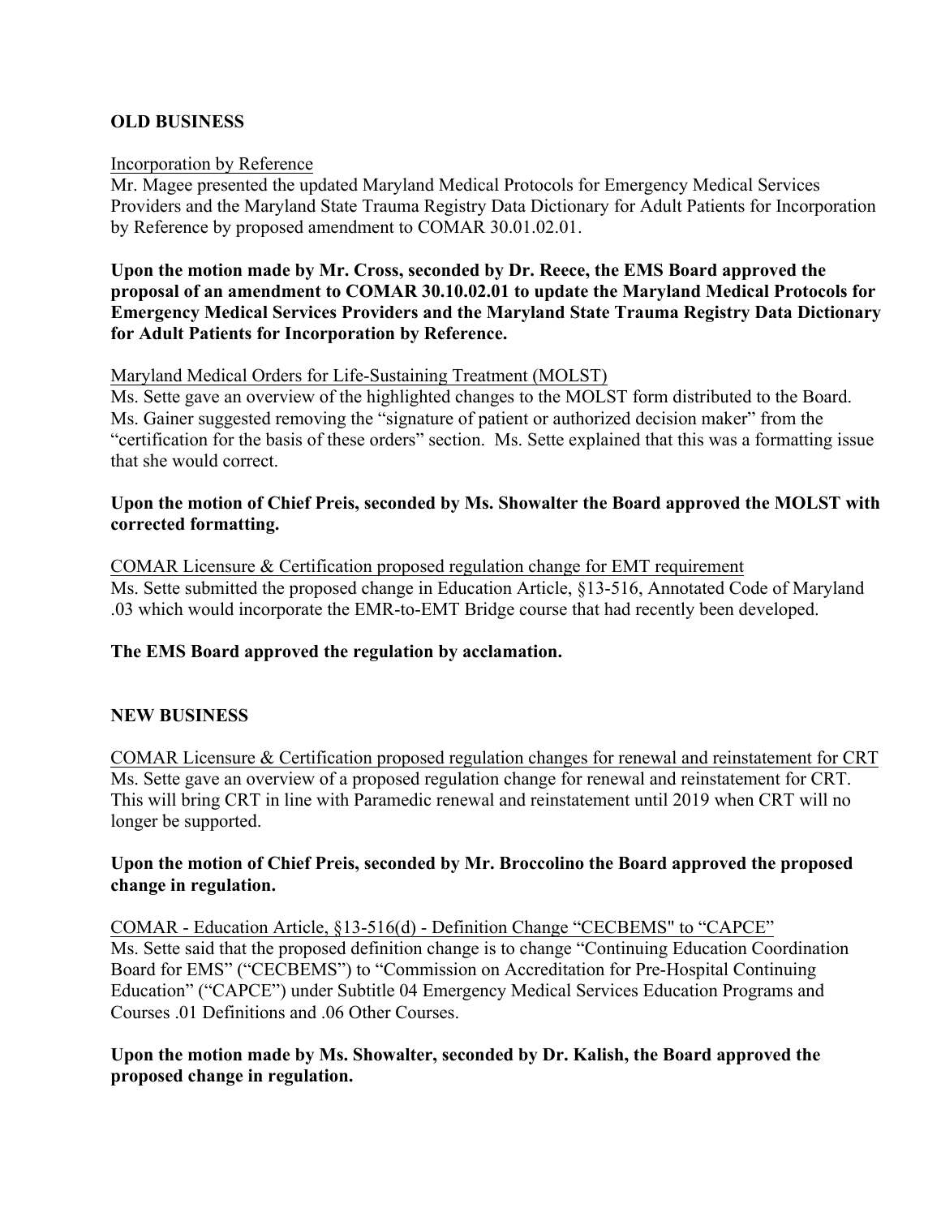## OLD BUSINESS

Incorporation by Reference

Mr. Magee presented the updated Maryland Medical Protocols for Emergency Medical Services Providers and the Maryland State Trauma Registry Data Dictionary for Adult Patients for Incorporation by Reference by proposed amendment to COMAR 30.01.02.01.

**Upon the motion made by Mr. Cross, seconded by Dr. Reece, the EMS Board approved the proposal of an amendment to COMAR 30.10.02.01 to update the Maryland Medical Protocols for Emergency Medical Services Providers and the Maryland State Trauma Registry Data Dictionary for Adult Patients for Incorporation by Reference.**

Maryland Medical Orders for Life-Sustaining Treatment (MOLST)

Ms. Sette gave an overview of the highlighted changes to the MOLST form distributed to the Board. Ms. Gainer suggested removing the "signature of patient or authorized decision maker" from the "certification for the basis of these orders" section. Ms. Sette explained that this was a formatting issue that she would correct.

**Upon the motion of Chief Preis, seconded by Ms. Showalter the Board approved the MOLST with corrected formatting.**

COMAR Licensure & Certification proposed regulation change for EMT requirement

Ms. Sette submitted the proposed change in Education Article, §13-516, Annotated Code of Maryland .03 which would incorporate the EMR-to-EMT Bridge course that had recently been developed.

**The EMS Board approved the regulation by acclamation.**

## NEW BUSINESS

COMAR Licensure & Certification proposed regulation changes for renewal and reinstatement for CRT

Ms. Sette gave an overview of a proposed regulation change for renewal and reinstatement for CRT. This will bring CRT in line with Paramedic renewal and reinstatement until 2019 when CRT will no longer be supported.

**Upon the motion of Chief Preis, seconded by Mr. Broccolino the Board approved the proposed change in regulation.**

COMAR - Education Article, §13-516(d) - Definition Change "CECBEMS" to "CAPCE"

Ms. Sette said that the proposed definition change is to change "Continuing Education Coordination Board for EMS" ("CECBEMS") to "Commission on Accreditation for Pre-Hospital Continuing Education" ("CAPCE") under Subtitle 04 Emergency Medical Services Education Programs and Courses .01 Definitions and .06 Other Courses.

**Upon the motion made by Ms. Showalter, seconded by Dr. Kalish, the Board approved the proposed change in regulation.**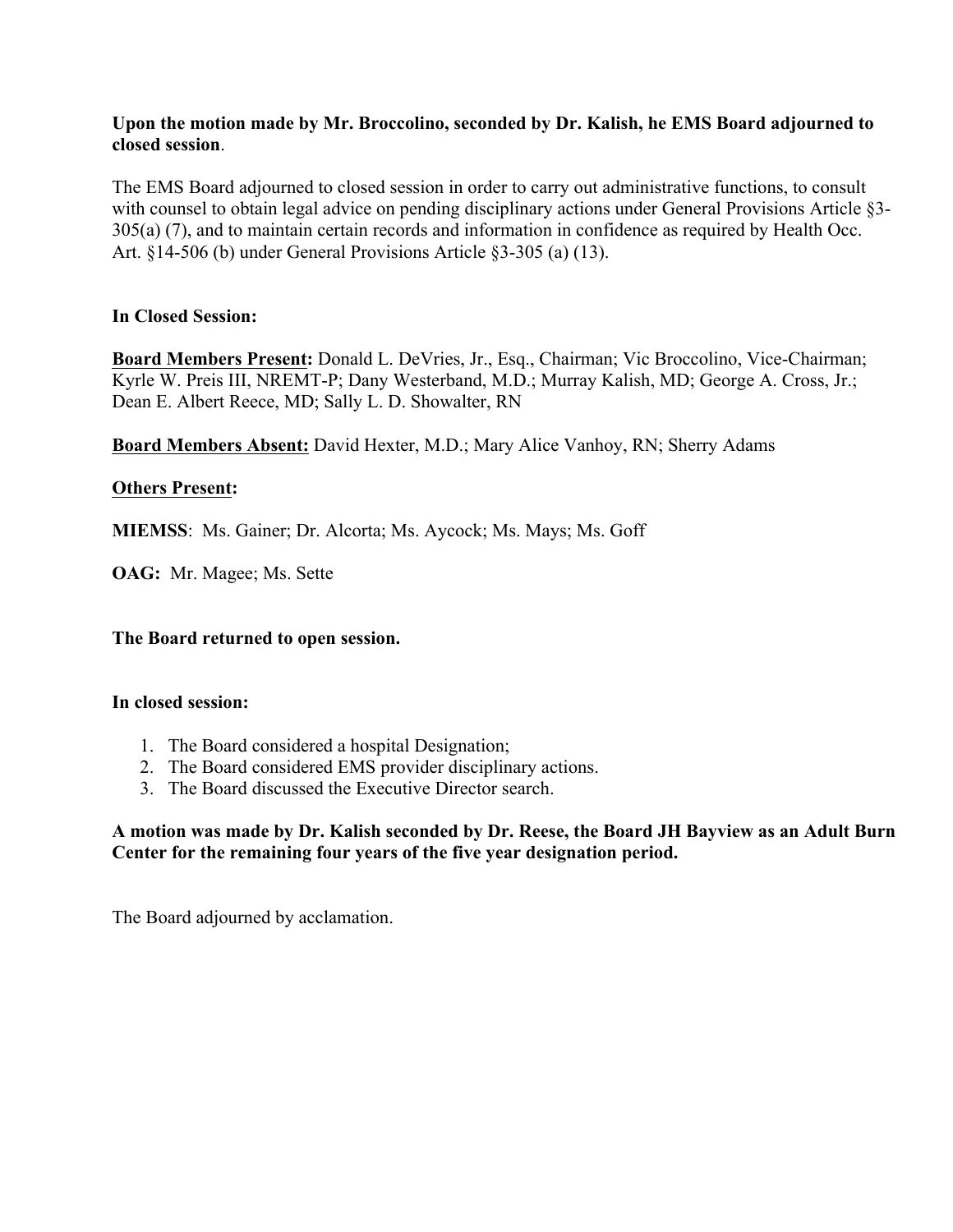**Upon the motion made by Mr. Broccolino, seconded by Dr. Kalish, he EMS Board adjourned to closed session**.

The EMS Board adjourned to closed session in order to carry out administrative functions, to consult with counsel to obtain legal advice on pending disciplinary actions under General Provisions Article §3-305(a) (7), and to maintain certain records and information in confidence as required by Health Occ. Art. §14-506 (b) under General Provisions Article §3-305 (a) (13).

**In Closed Session:**

**Board Members Present:** Donald L. DeVries, Jr., Esq., Chairman; Vic Broccolino, Vice-Chairman; Kyrle W. Preis III, NREMT-P; Dany Westerband, M.D.; Murray Kalish, MD; George A. Cross, Jr.; Dean E. Albert Reece, MD; Sally L. D. Showalter, RN

**Board Members Absent:** David Hexter, M.D.; Mary Alice Vanhoy, RN; Sherry Adams

**Others Present:**

**MIEMSS**: Ms. Gainer; Dr. Alcorta; Ms. Aycock; Ms. Mays; Ms. Goff

**OAG:** Mr. Magee; Ms. Sette

**The Board returned to open session.**

**In closed session:**

1. The Board considered a hospital Designation;
2. The Board considered EMS provider disciplinary actions.
3. The Board discussed the Executive Director search.

**A motion was made by Dr. Kalish seconded by Dr. Reese, the Board JH Bayview as an Adult Burn Center for the remaining four years of the five year designation period.**

The Board adjourned by acclamation.